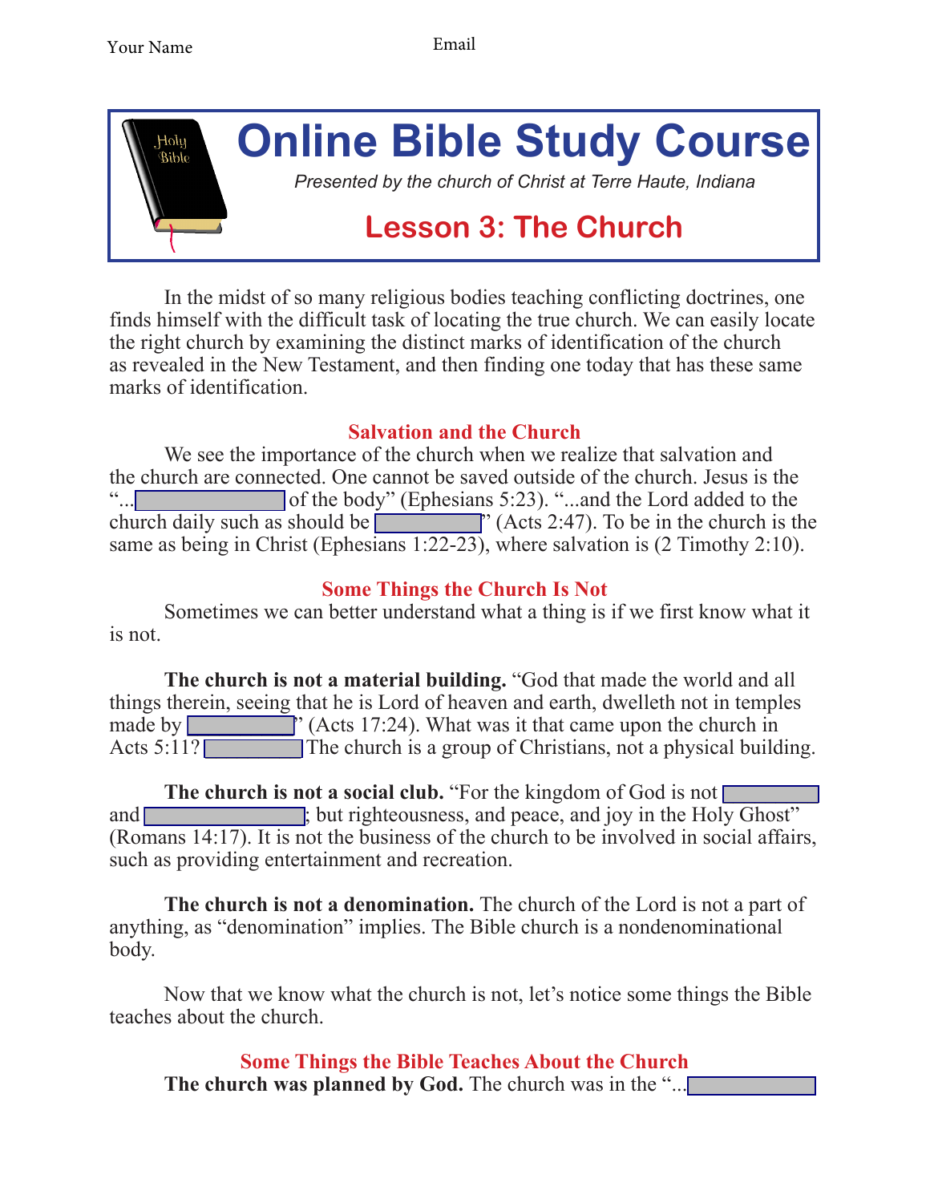Your Name Email

# Online Bible Study Course

*Presented by the church of Christ at Terre Haute, Indiana*

## Lesson 3: The Church

In the midst of so many religious bodies teaching conflicting doctrines, one finds himself with the difficult task of locating the true church. We can easily locate the right church by examining the distinct marks of identification of the church as revealed in the New Testament, and then finding one today that has these same marks of identification.

### Salvation and the Church

We see the importance of the church when we realize that salvation and the church are connected. One cannot be saved outside of the church. Jesus is the "...__________ of the body" (Ephesians 5:23). "...and the Lord added to the church daily such as should be __________" (Acts 2:47). To be in the church is the same as being in Christ (Ephesians 1:22-23), where salvation is (2 Timothy 2:10).

### Some Things the Church Is Not

Sometimes we can better understand what a thing is if we first know what it is not.

**The church is not a material building.** "God that made the world and all things therein, seeing that he is Lord of heaven and earth, dwelleth not in temples made by __________" (Acts 17:24). What was it that came upon the church in Acts 5:11? __________ The church is a group of Christians, not a physical building.

**The church is not a social club.** "For the kingdom of God is not __________ and __________; but righteousness, and peace, and joy in the Holy Ghost" (Romans 14:17). It is not the business of the church to be involved in social affairs, such as providing entertainment and recreation.

**The church is not a denomination.** The church of the Lord is not a part of anything, as "denomination" implies. The Bible church is a nondenominational body.

Now that we know what the church is not, let's notice some things the Bible teaches about the church.

### Some Things the Bible Teaches About the Church

**The church was planned by God.** The church was in the "...__________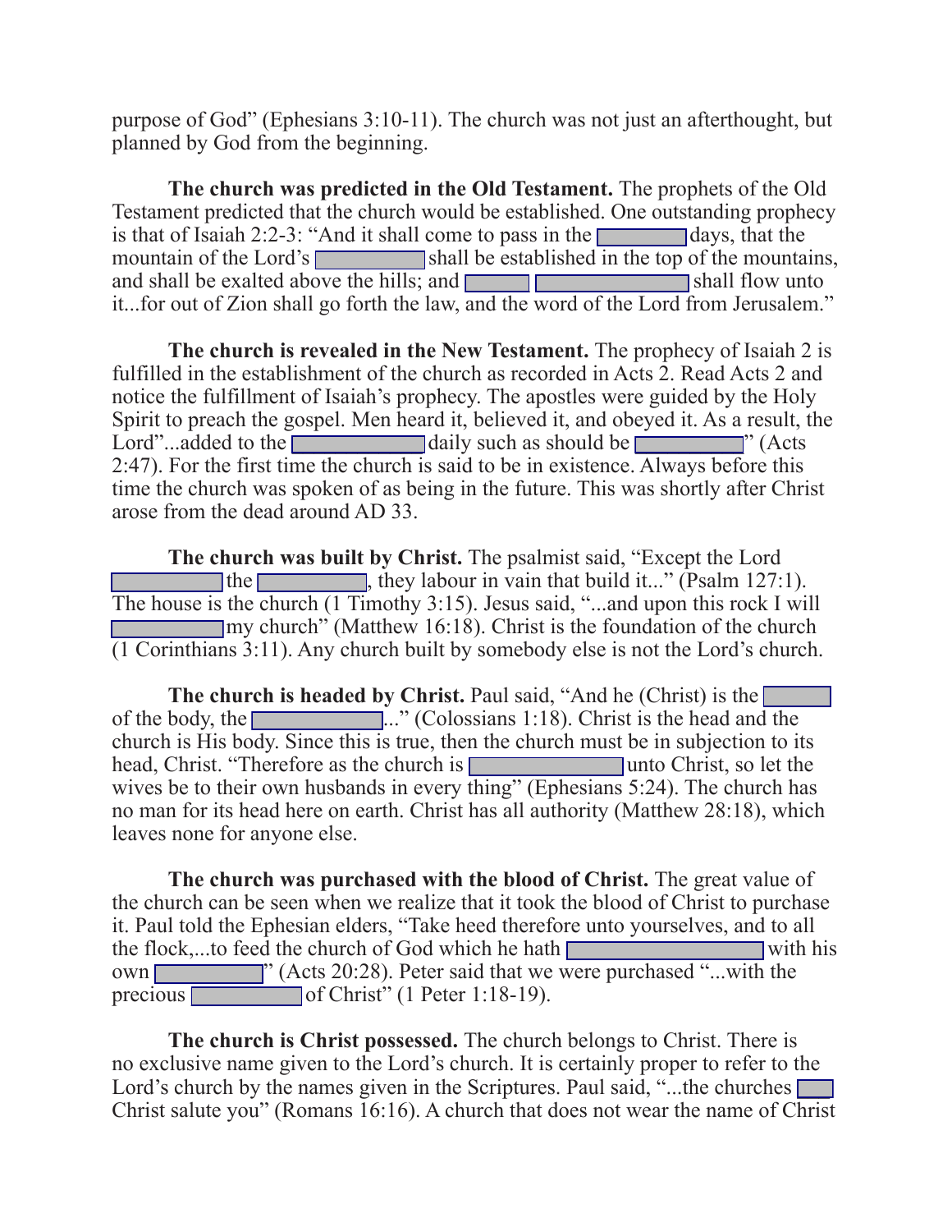purpose of God" (Ephesians 3:10-11). The church was not just an afterthought, but planned by God from the beginning.

**The church was predicted in the Old Testament.** The prophets of the Old Testament predicted that the church would be established. One outstanding prophecy is that of Isaiah 2:2-3: "And it shall come to pass in the ________ days, that the mountain of the Lord's ________ shall be established in the top of the mountains, and shall be exalted above the hills; and ______ ____________ shall flow unto it...for out of Zion shall go forth the law, and the word of the Lord from Jerusalem."

**The church is revealed in the New Testament.** The prophecy of Isaiah 2 is fulfilled in the establishment of the church as recorded in Acts 2. Read Acts 2 and notice the fulfillment of Isaiah's prophecy. The apostles were guided by the Holy Spirit to preach the gospel. Men heard it, believed it, and obeyed it. As a result, the Lord"...added to the ____________ daily such as should be __________" (Acts 2:47). For the first time the church is said to be in existence. Always before this time the church was spoken of as being in the future. This was shortly after Christ arose from the dead around AD 33.

**The church was built by Christ.** The psalmist said, "Except the Lord __________ the __________, they labour in vain that build it..." (Psalm 127:1). The house is the church (1 Timothy 3:15). Jesus said, "...and upon this rock I will __________ my church" (Matthew 16:18). Christ is the foundation of the church (1 Corinthians 3:11). Any church built by somebody else is not the Lord's church.

**The church is headed by Christ.** Paul said, "And he (Christ) is the ______ of the body, the ____________..." (Colossians 1:18). Christ is the head and the church is His body. Since this is true, then the church must be in subjection to its head, Christ. "Therefore as the church is ______________ unto Christ, so let the wives be to their own husbands in every thing" (Ephesians 5:24). The church has no man for its head here on earth. Christ has all authority (Matthew 28:18), which leaves none for anyone else.

**The church was purchased with the blood of Christ.** The great value of the church can be seen when we realize that it took the blood of Christ to purchase it. Paul told the Ephesian elders, "Take heed therefore unto yourselves, and to all the flock,...to feed the church of God which he hath __________________ with his own __________" (Acts 20:28). Peter said that we were purchased "...with the precious __________ of Christ" (1 Peter 1:18-19).

**The church is Christ possessed.** The church belongs to Christ. There is no exclusive name given to the Lord's church. It is certainly proper to refer to the Lord's church by the names given in the Scriptures. Paul said, "...the churches ___ Christ salute you" (Romans 16:16). A church that does not wear the name of Christ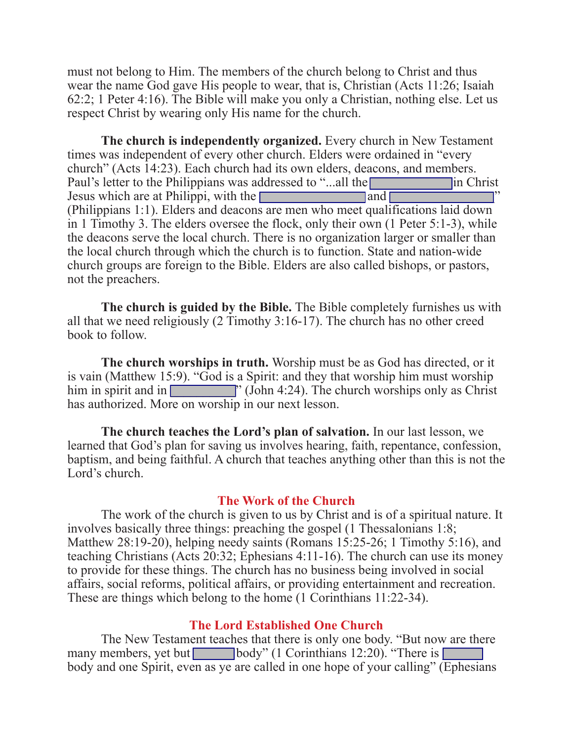must not belong to Him. The members of the church belong to Christ and thus wear the name God gave His people to wear, that is, Christian (Acts 11:26; Isaiah 62:2; 1 Peter 4:16). The Bible will make you only a Christian, nothing else. Let us respect Christ by wearing only His name for the church.

**The church is independently organized.** Every church in New Testament times was independent of every other church. Elders were ordained in "every church" (Acts 14:23). Each church had its own elders, deacons, and members. Paul's letter to the Philippians was addressed to "...all the ________ in Christ Jesus which are at Philippi, with the ________ and ________" (Philippians 1:1). Elders and deacons are men who meet qualifications laid down in 1 Timothy 3. The elders oversee the flock, only their own (1 Peter 5:1-3), while the deacons serve the local church. There is no organization larger or smaller than the local church through which the church is to function. State and nation-wide church groups are foreign to the Bible. Elders are also called bishops, or pastors, not the preachers.

**The church is guided by the Bible.** The Bible completely furnishes us with all that we need religiously (2 Timothy 3:16-17). The church has no other creed book to follow.

**The church worships in truth.** Worship must be as God has directed, or it is vain (Matthew 15:9). "God is a Spirit: and they that worship him must worship him in spirit and in ________" (John 4:24). The church worships only as Christ has authorized. More on worship in our next lesson.

**The church teaches the Lord's plan of salvation.** In our last lesson, we learned that God's plan for saving us involves hearing, faith, repentance, confession, baptism, and being faithful. A church that teaches anything other than this is not the Lord's church.

## The Work of the Church

The work of the church is given to us by Christ and is of a spiritual nature. It involves basically three things: preaching the gospel (1 Thessalonians 1:8; Matthew 28:19-20), helping needy saints (Romans 15:25-26; 1 Timothy 5:16), and teaching Christians (Acts 20:32; Ephesians 4:11-16). The church can use its money to provide for these things. The church has no business being involved in social affairs, social reforms, political affairs, or providing entertainment and recreation. These are things which belong to the home (1 Corinthians 11:22-34).

## The Lord Established One Church

The New Testament teaches that there is only one body. "But now are there many members, yet but ________ body" (1 Corinthians 12:20). "There is ________ body and one Spirit, even as ye are called in one hope of your calling" (Ephesians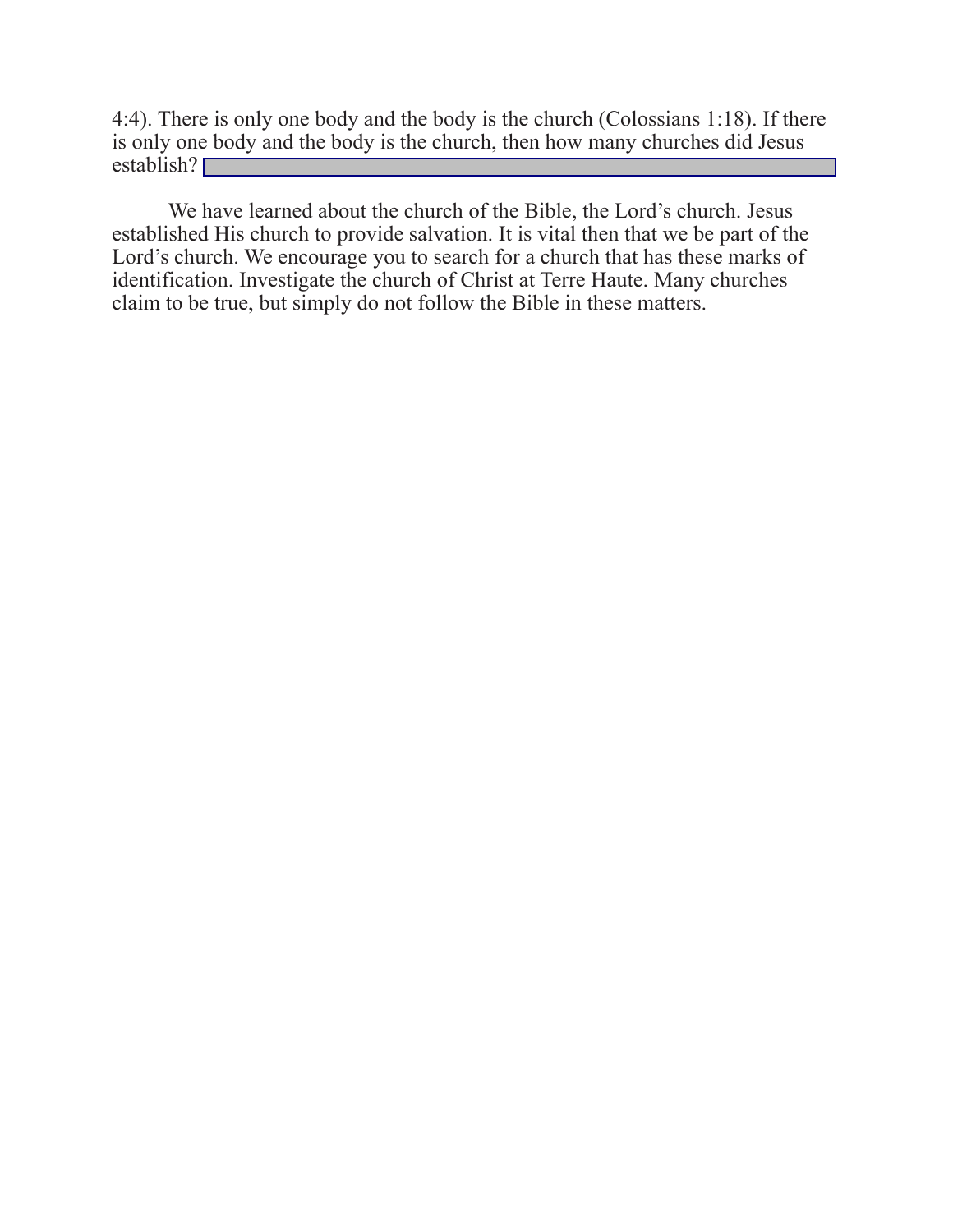4:4). There is only one body and the body is the church (Colossians 1:18). If there is only one body and the body is the church, then how many churches did Jesus establish?

We have learned about the church of the Bible, the Lord's church. Jesus established His church to provide salvation. It is vital then that we be part of the Lord's church. We encourage you to search for a church that has these marks of identification. Investigate the church of Christ at Terre Haute. Many churches claim to be true, but simply do not follow the Bible in these matters.